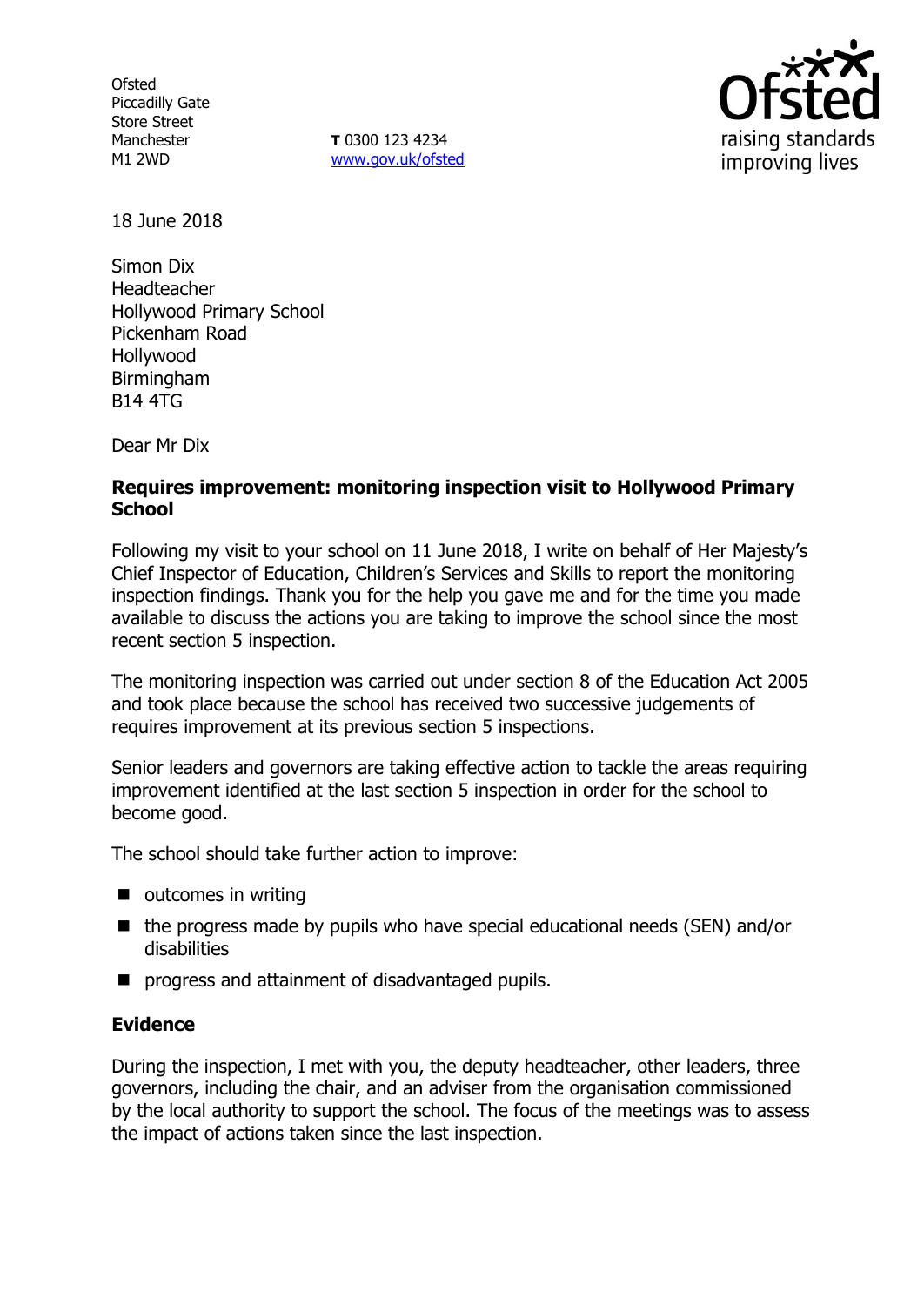Ofsted
Piccadilly Gate
Store Street
Manchester
M1 2WD

**T** 0300 123 4234
www.gov.uk/ofsted

18 June 2018

Simon Dix
Headteacher
Hollywood Primary School
Pickenham Road
Hollywood
Birmingham
B14 4TG

Dear Mr Dix

**Requires improvement: monitoring inspection visit to Hollywood Primary School**

Following my visit to your school on 11 June 2018, I write on behalf of Her Majesty's Chief Inspector of Education, Children's Services and Skills to report the monitoring inspection findings. Thank you for the help you gave me and for the time you made available to discuss the actions you are taking to improve the school since the most recent section 5 inspection.

The monitoring inspection was carried out under section 8 of the Education Act 2005 and took place because the school has received two successive judgements of requires improvement at its previous section 5 inspections.

Senior leaders and governors are taking effective action to tackle the areas requiring improvement identified at the last section 5 inspection in order for the school to become good.

The school should take further action to improve:

- outcomes in writing
- the progress made by pupils who have special educational needs (SEN) and/or disabilities
- progress and attainment of disadvantaged pupils.

## Evidence

During the inspection, I met with you, the deputy headteacher, other leaders, three governors, including the chair, and an adviser from the organisation commissioned by the local authority to support the school. The focus of the meetings was to assess the impact of actions taken since the last inspection.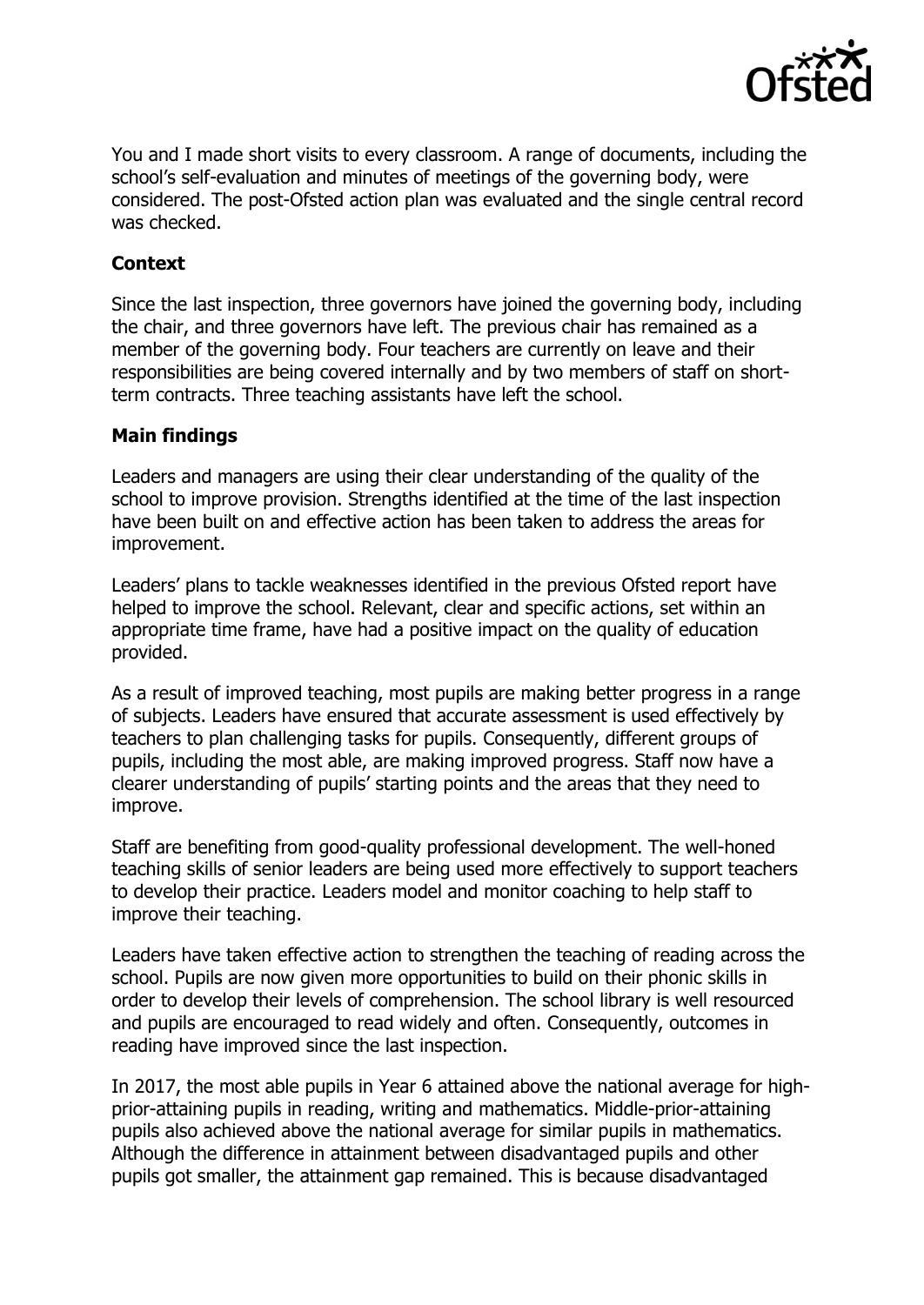You and I made short visits to every classroom. A range of documents, including the school's self-evaluation and minutes of meetings of the governing body, were considered. The post-Ofsted action plan was evaluated and the single central record was checked.

**Context**

Since the last inspection, three governors have joined the governing body, including the chair, and three governors have left. The previous chair has remained as a member of the governing body. Four teachers are currently on leave and their responsibilities are being covered internally and by two members of staff on short-term contracts. Three teaching assistants have left the school.

**Main findings**

Leaders and managers are using their clear understanding of the quality of the school to improve provision. Strengths identified at the time of the last inspection have been built on and effective action has been taken to address the areas for improvement.

Leaders' plans to tackle weaknesses identified in the previous Ofsted report have helped to improve the school. Relevant, clear and specific actions, set within an appropriate time frame, have had a positive impact on the quality of education provided.

As a result of improved teaching, most pupils are making better progress in a range of subjects. Leaders have ensured that accurate assessment is used effectively by teachers to plan challenging tasks for pupils. Consequently, different groups of pupils, including the most able, are making improved progress. Staff now have a clearer understanding of pupils' starting points and the areas that they need to improve.

Staff are benefiting from good-quality professional development. The well-honed teaching skills of senior leaders are being used more effectively to support teachers to develop their practice. Leaders model and monitor coaching to help staff to improve their teaching.

Leaders have taken effective action to strengthen the teaching of reading across the school. Pupils are now given more opportunities to build on their phonic skills in order to develop their levels of comprehension. The school library is well resourced and pupils are encouraged to read widely and often. Consequently, outcomes in reading have improved since the last inspection.

In 2017, the most able pupils in Year 6 attained above the national average for high-prior-attaining pupils in reading, writing and mathematics. Middle-prior-attaining pupils also achieved above the national average for similar pupils in mathematics. Although the difference in attainment between disadvantaged pupils and other pupils got smaller, the attainment gap remained. This is because disadvantaged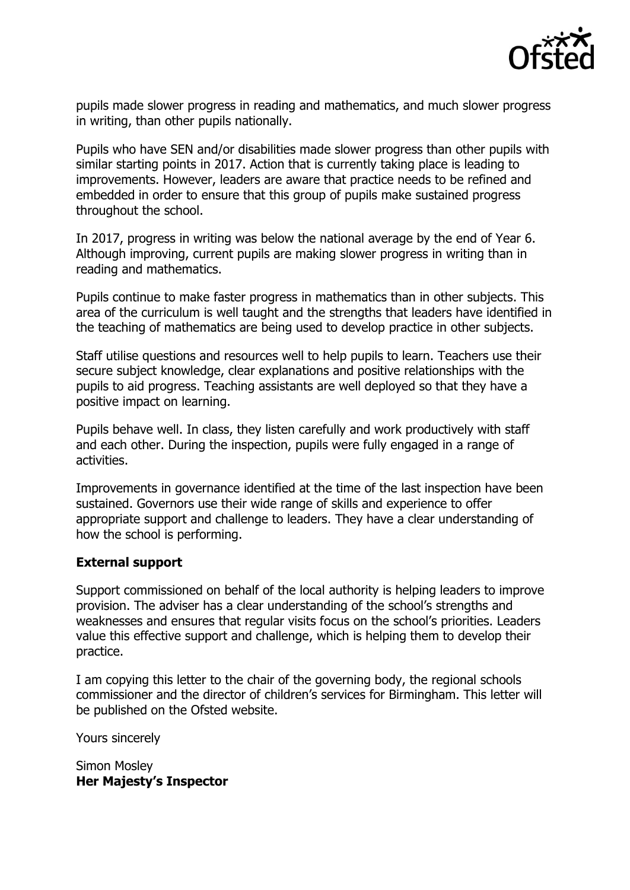pupils made slower progress in reading and mathematics, and much slower progress in writing, than other pupils nationally.

Pupils who have SEN and/or disabilities made slower progress than other pupils with similar starting points in 2017. Action that is currently taking place is leading to improvements. However, leaders are aware that practice needs to be refined and embedded in order to ensure that this group of pupils make sustained progress throughout the school.

In 2017, progress in writing was below the national average by the end of Year 6. Although improving, current pupils are making slower progress in writing than in reading and mathematics.

Pupils continue to make faster progress in mathematics than in other subjects. This area of the curriculum is well taught and the strengths that leaders have identified in the teaching of mathematics are being used to develop practice in other subjects.

Staff utilise questions and resources well to help pupils to learn. Teachers use their secure subject knowledge, clear explanations and positive relationships with the pupils to aid progress. Teaching assistants are well deployed so that they have a positive impact on learning.

Pupils behave well. In class, they listen carefully and work productively with staff and each other. During the inspection, pupils were fully engaged in a range of activities.

Improvements in governance identified at the time of the last inspection have been sustained. Governors use their wide range of skills and experience to offer appropriate support and challenge to leaders. They have a clear understanding of how the school is performing.

**External support**

Support commissioned on behalf of the local authority is helping leaders to improve provision. The adviser has a clear understanding of the school's strengths and weaknesses and ensures that regular visits focus on the school's priorities. Leaders value this effective support and challenge, which is helping them to develop their practice.

I am copying this letter to the chair of the governing body, the regional schools commissioner and the director of children's services for Birmingham. This letter will be published on the Ofsted website.

Yours sincerely

Simon Mosley
**Her Majesty's Inspector**